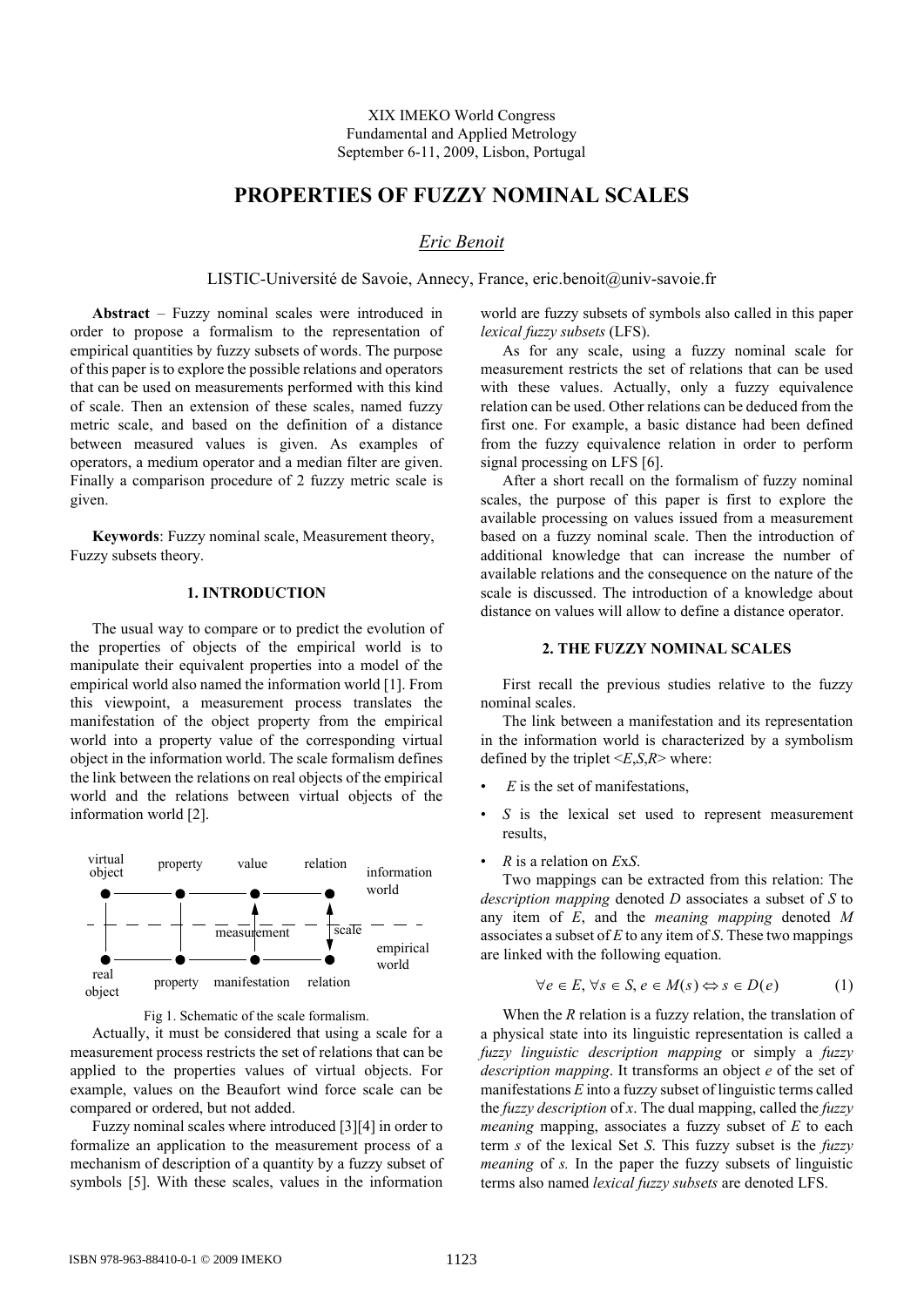XIX IMEKO World Congress
Fundamental and Applied Metrology
September 6-11, 2009, Lisbon, Portugal

# PROPERTIES OF FUZZY NOMINAL SCALES

*Eric Benoit*

LISTIC-Université de Savoie, Annecy, France, eric.benoit@univ-savoie.fr

**Abstract** – Fuzzy nominal scales were introduced in order to propose a formalism to the representation of empirical quantities by fuzzy subsets of words. The purpose of this paper is to explore the possible relations and operators that can be used on measurements performed with this kind of scale. Then an extension of these scales, named fuzzy metric scale, and based on the definition of a distance between measured values is given. As examples of operators, a medium operator and a median filter are given. Finally a comparison procedure of 2 fuzzy metric scale is given.

**Keywords**: Fuzzy nominal scale, Measurement theory, Fuzzy subsets theory.

## 1. INTRODUCTION

The usual way to compare or to predict the evolution of the properties of objects of the empirical world is to manipulate their equivalent properties into a model of the empirical world also named the information world [1]. From this viewpoint, a measurement process translates the manifestation of the object property from the empirical world into a property value of the corresponding virtual object in the information world. The scale formalism defines the link between the relations on real objects of the empirical world and the relations between virtual objects of the information world [2].

Fig 1. Schematic of the scale formalism.

Actually, it must be considered that using a scale for a measurement process restricts the set of relations that can be applied to the properties values of virtual objects. For example, values on the Beaufort wind force scale can be compared or ordered, but not added.

Fuzzy nominal scales where introduced [3][4] in order to formalize an application to the measurement process of a mechanism of description of a quantity by a fuzzy subset of symbols [5]. With these scales, values in the information world are fuzzy subsets of symbols also called in this paper *lexical fuzzy subsets* (LFS).

As for any scale, using a fuzzy nominal scale for measurement restricts the set of relations that can be used with these values. Actually, only a fuzzy equivalence relation can be used. Other relations can be deduced from the first one. For example, a basic distance had been defined from the fuzzy equivalence relation in order to perform signal processing on LFS [6].

After a short recall on the formalism of fuzzy nominal scales, the purpose of this paper is first to explore the available processing on values issued from a measurement based on a fuzzy nominal scale. Then the introduction of additional knowledge that can increase the number of available relations and the consequence on the nature of the scale is discussed. The introduction of a knowledge about distance on values will allow to define a distance operator.

## 2. THE FUZZY NOMINAL SCALES

First recall the previous studies relative to the fuzzy nominal scales.

The link between a manifestation and its representation in the information world is characterized by a symbolism defined by the triplet <$E$,$S$,$R$> where:

- $E$ is the set of manifestations,
- $S$ is the lexical set used to represent measurement results,
- $R$ is a relation on $E$x$S$.

Two mappings can be extracted from this relation: The *description mapping* denoted $D$ associates a subset of $S$ to any item of $E$, and the *meaning mapping* denoted $M$ associates a subset of $E$ to any item of $S$. These two mappings are linked with the following equation.

$$\forall e \in E, \forall s \in S, e \in M(s) \Leftrightarrow s \in D(e) \tag{1}$$

When the $R$ relation is a fuzzy relation, the translation of a physical state into its linguistic representation is called a *fuzzy linguistic description mapping* or simply a *fuzzy description mapping*. It transforms an object $e$ of the set of manifestations $E$ into a fuzzy subset of linguistic terms called the *fuzzy description* of $x$. The dual mapping, called the *fuzzy meaning* mapping, associates a fuzzy subset of $E$ to each term $s$ of the lexical Set $S$. This fuzzy subset is the *fuzzy meaning* of $s$. In the paper the fuzzy subsets of linguistic terms also named *lexical fuzzy subsets* are denoted LFS.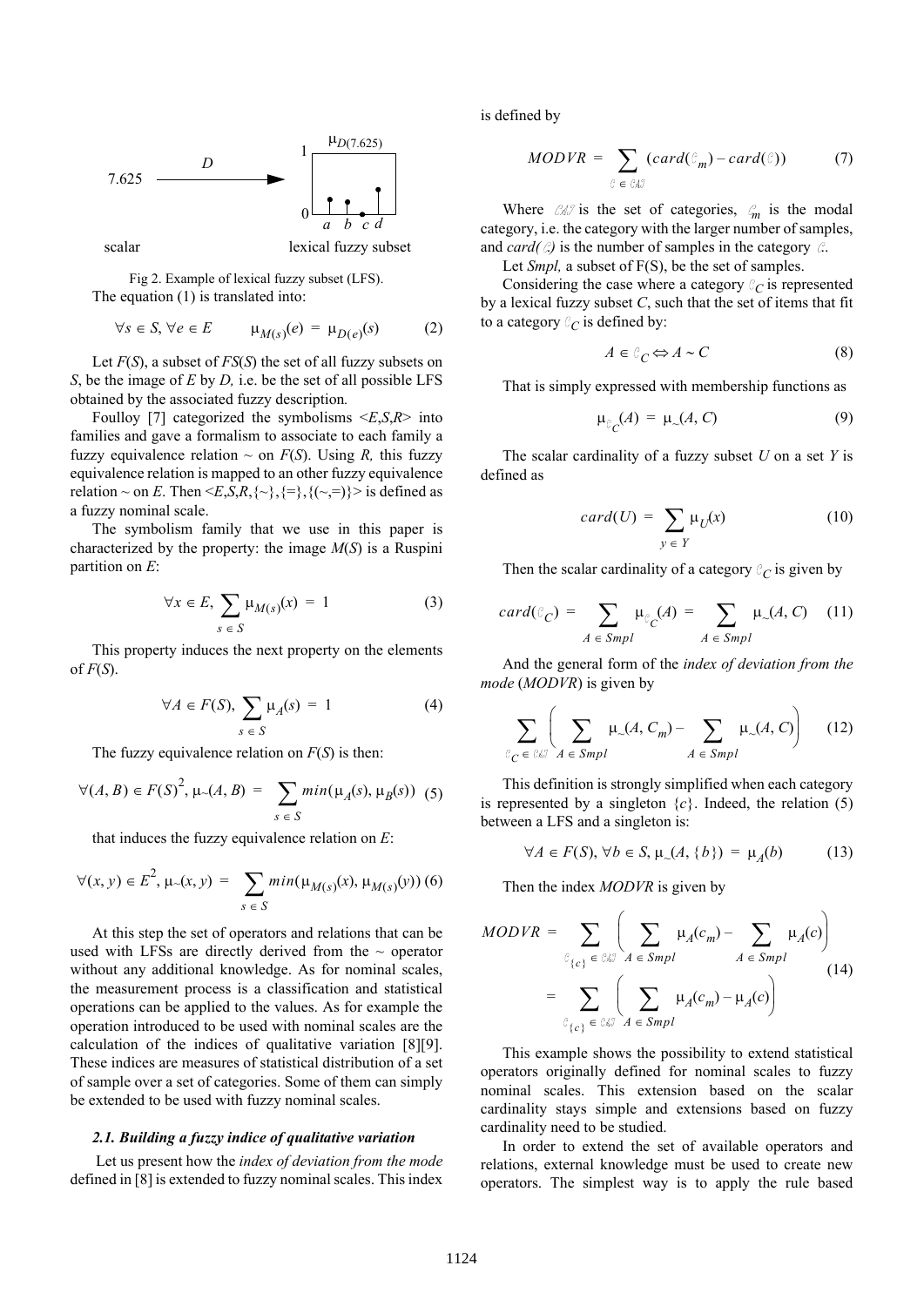7.625 $\xrightarrow{D}$ $\mu_{D(7.625)}$

scalar — lexical fuzzy subset

Fig 2. Example of lexical fuzzy subset (LFS).

The equation (1) is translated into:

$$\forall s \in S, \forall e \in E \qquad \mu_{M(s)}(e) = \mu_{D(e)}(s) \tag{2}$$

Let $F(S)$, a subset of $FS(S)$ the set of all fuzzy subsets on $S$, be the image of $E$ by $D$, i.e. be the set of all possible LFS obtained by the associated fuzzy description.

Foulloy [7] categorized the symbolisms $<E,S,R>$ into families and gave a formalism to associate to each family a fuzzy equivalence relation ~ on $F(S)$. Using $R$, this fuzzy equivalence relation is mapped to an other fuzzy equivalence relation ~ on $E$. Then $<E,S,R,\{\sim\},\{=\},\{(\sim,=)\}>$ is defined as a fuzzy nominal scale.

The symbolism family that we use in this paper is characterized by the property: the image $M(S)$ is a Ruspini partition on $E$:

$$\forall x \in E, \sum_{s \in S} \mu_{M(s)}(x) = 1 \tag{3}$$

This property induces the next property on the elements of $F(S)$.

$$\forall A \in F(S), \sum_{s \in S} \mu_A(s) = 1 \tag{4}$$

The fuzzy equivalence relation on $F(S)$ is then:

$$\forall (A, B) \in F(S)^2, \mu_{\sim}(A, B) = \sum_{s \in S} min(\mu_A(s), \mu_B(s)) \tag{5}$$

that induces the fuzzy equivalence relation on $E$:

$$\forall (x, y) \in E^2, \mu_{\sim}(x, y) = \sum_{s \in S} min(\mu_{M(s)}(x), \mu_{M(s)}(y)) \tag{6}$$

At this step the set of operators and relations that can be used with LFSs are directly derived from the ~ operator without any additional knowledge. As for nominal scales, the measurement process is a classification and statistical operations can be applied to the values. As for example the operation introduced to be used with nominal scales are the calculation of the indices of qualitative variation [8][9]. These indices are measures of statistical distribution of a set of sample over a set of categories. Some of them can simply be extended to be used with fuzzy nominal scales.

### 2.1. Building a fuzzy indice of qualitative variation

Let us present how the *index of deviation from the mode* defined in [8] is extended to fuzzy nominal scales. This index is defined by

$$MODVR = \sum_{\mathcal{C} \in \mathcal{CAT}} (card(\mathcal{C}_m) - card(\mathcal{C})) \tag{7}$$

Where $\mathcal{CAT}$ is the set of categories, $\mathcal{C}_m$ is the modal category, i.e. the category with the larger number of samples, and $card(\mathcal{C})$ is the number of samples in the category $\mathcal{C}$.

Let *Smpl,* a subset of F(S), be the set of samples.

Considering the case where a category $\mathcal{C}_C$ is represented by a lexical fuzzy subset $C$, such that the set of items that fit to a category $\mathcal{C}_C$ is defined by:

$$A \in \mathcal{C}_C \Leftrightarrow A \sim C \tag{8}$$

That is simply expressed with membership functions as

$$\mu_{\mathcal{C}_C}(A) = \mu_{\sim}(A, C) \tag{9}$$

The scalar cardinality of a fuzzy subset $U$ on a set $Y$ is defined as

$$card(U) = \sum_{y \in Y} \mu_U(x) \tag{10}$$

Then the scalar cardinality of a category $\mathcal{C}_C$ is given by

$$card(\mathcal{C}_C) = \sum_{A \in Smpl} \mu_{\mathcal{C}_C}(A) = \sum_{A \in Smpl} \mu_{\sim}(A, C) \tag{11}$$

And the general form of the *index of deviation from the mode* (*MODVR*) is given by

$$\sum_{\mathcal{C}_C \in \mathcal{CAT}} \left( \sum_{A \in Smpl} \mu_{\sim}(A, C_m) - \sum_{A \in Smpl} \mu_{\sim}(A, C) \right) \tag{12}$$

This definition is strongly simplified when each category is represented by a singleton $\{c\}$. Indeed, the relation (5) between a LFS and a singleton is:

$$\forall A \in F(S), \forall b \in S, \mu_{\sim}(A, \{b\}) = \mu_A(b) \tag{13}$$

Then the index *MODVR* is given by

$$\begin{aligned} MODVR &= \sum_{\mathcal{C}_{\{c\}} \in \mathcal{CAT}} \left( \sum_{A \in Smpl} \mu_A(c_m) - \sum_{A \in Smpl} \mu_A(c) \right) \\ &= \sum_{\mathcal{C}_{\{c\}} \in \mathcal{CAT}} \left( \sum_{A \in Smpl} \mu_A(c_m) - \mu_A(c) \right) \end{aligned} \tag{14}$$

This example shows the possibility to extend statistical operators originally defined for nominal scales to fuzzy nominal scales. This extension based on the scalar cardinality stays simple and extensions based on fuzzy cardinality need to be studied.

In order to extend the set of available operators and relations, external knowledge must be used to create new operators. The simplest way is to apply the rule based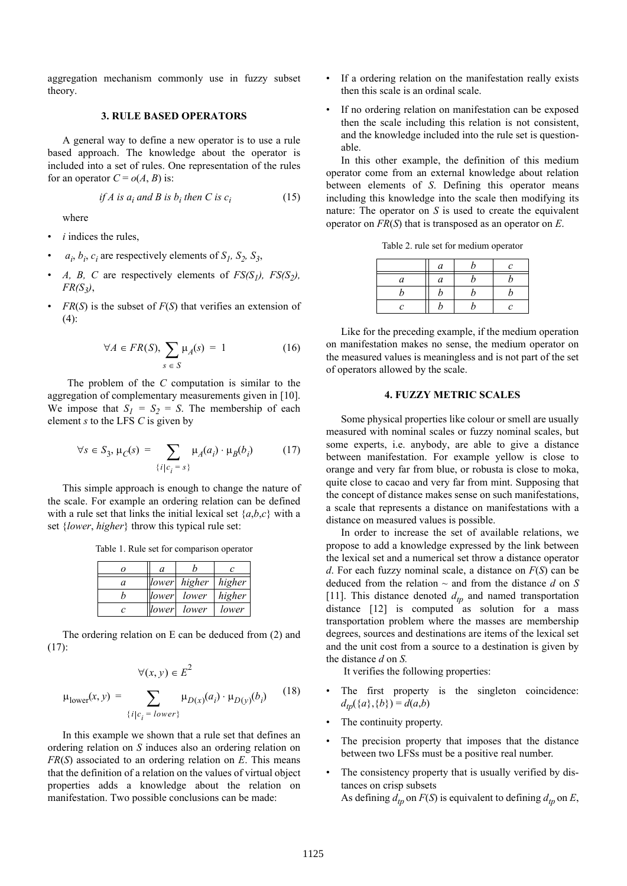aggregation mechanism commonly use in fuzzy subset theory.

## 3. RULE BASED OPERATORS

A general way to define a new operator is to use a rule based approach. The knowledge about the operator is included into a set of rules. One representation of the rules for an operator $C = o(A, B)$ is:

$$\textit{if } A \textit{ is } a_i \textit{ and } B \textit{ is } b_i \textit{ then } C \textit{ is } c_i \tag{15}$$

where

- $i$ indices the rules,
- $a_i, b_i, c_i$ are respectively elements of $S_1, S_2, S_3$,
- $A, B, C$ are respectively elements of $FS(S_1), FS(S_2), FR(S_3)$,
- $FR(S)$ is the subset of $F(S)$ that verifies an extension of (4):

$$\forall A \in FR(S), \sum_{s \in S} \mu_A(s) = 1 \tag{16}$$

The problem of the $C$ computation is similar to the aggregation of complementary measurements given in [10]. We impose that $S_1 = S_2 = S$. The membership of each element $s$ to the LFS $C$ is given by

$$\forall s \in S_3, \mu_C(s) = \sum_{\{i | c_i = s\}} \mu_A(a_i) \cdot \mu_B(b_i) \tag{17}$$

This simple approach is enough to change the nature of the scale. For example an ordering relation can be defined with a rule set that links the initial lexical set $\{a,b,c\}$ with a set $\{lower, higher\}$ throw this typical rule set:

Table 1. Rule set for comparison operator

| *o* | *a* | *b* | *c* |
|---|---|---|---|
| *a* | *lower* | *higher* | *higher* |
| *b* | *lower* | *lower* | *higher* |
| *c* | *lower* | *lower* | *lower* |

The ordering relation on E can be deduced from (2) and (17):

$$\forall (x, y) \in E^2$$
$$\mu_{\text{lower}}(x, y) = \sum_{\{i | c_i = lower\}} \mu_{D(x)}(a_i) \cdot \mu_{D(y)}(b_i) \tag{18}$$

In this example we shown that a rule set that defines an ordering relation on $S$ induces also an ordering relation on $FR(S)$ associated to an ordering relation on $E$. This means that the definition of a relation on the values of virtual object properties adds a knowledge about the relation on manifestation. Two possible conclusions can be made:

- If a ordering relation on the manifestation really exists then this scale is an ordinal scale.
- If no ordering relation on manifestation can be exposed then the scale including this relation is not consistent, and the knowledge included into the rule set is questionable.

In this other example, the definition of this medium operator come from an external knowledge about relation between elements of $S$. Defining this operator means including this knowledge into the scale then modifying its nature: The operator on $S$ is used to create the equivalent operator on $FR(S)$ that is transposed as an operator on $E$.

Table 2. rule set for medium operator

| | *a* | *b* | *c* |
|---|---|---|---|
| *a* | *a* | *b* | *b* |
| *b* | *b* | *b* | *b* |
| *c* | *b* | *b* | *c* |

Like for the preceding example, if the medium operation on manifestation makes no sense, the medium operator on the measured values is meaningless and is not part of the set of operators allowed by the scale.

## 4. FUZZY METRIC SCALES

Some physical properties like colour or smell are usually measured with nominal scales or fuzzy nominal scales, but some experts, i.e. anybody, are able to give a distance between manifestation. For example yellow is close to orange and very far from blue, or robusta is close to moka, quite close to cacao and very far from mint. Supposing that the concept of distance makes sense on such manifestations, a scale that represents a distance on manifestations with a distance on measured values is possible.

In order to increase the set of available relations, we propose to add a knowledge expressed by the link between the lexical set and a numerical set throw a distance operator $d$. For each fuzzy nominal scale, a distance on $F(S)$ can be deduced from the relation $\sim$ and from the distance $d$ on $S$ [11]. This distance denoted $d_{tp}$ and named transportation distance [12] is computed as solution for a mass transportation problem where the masses are membership degrees, sources and destinations are items of the lexical set and the unit cost from a source to a destination is given by the distance $d$ on $S$.

It verifies the following properties:

- The first property is the singleton coincidence: $d_{tp}(\{a\},\{b\}) = d(a,b)$
- The continuity property.
- The precision property that imposes that the distance between two LFSs must be a positive real number.
- The consistency property that is usually verified by distances on crisp subsets

  As defining $d_{tp}$ on $F(S)$ is equivalent to defining $d_{tp}$ on $E$,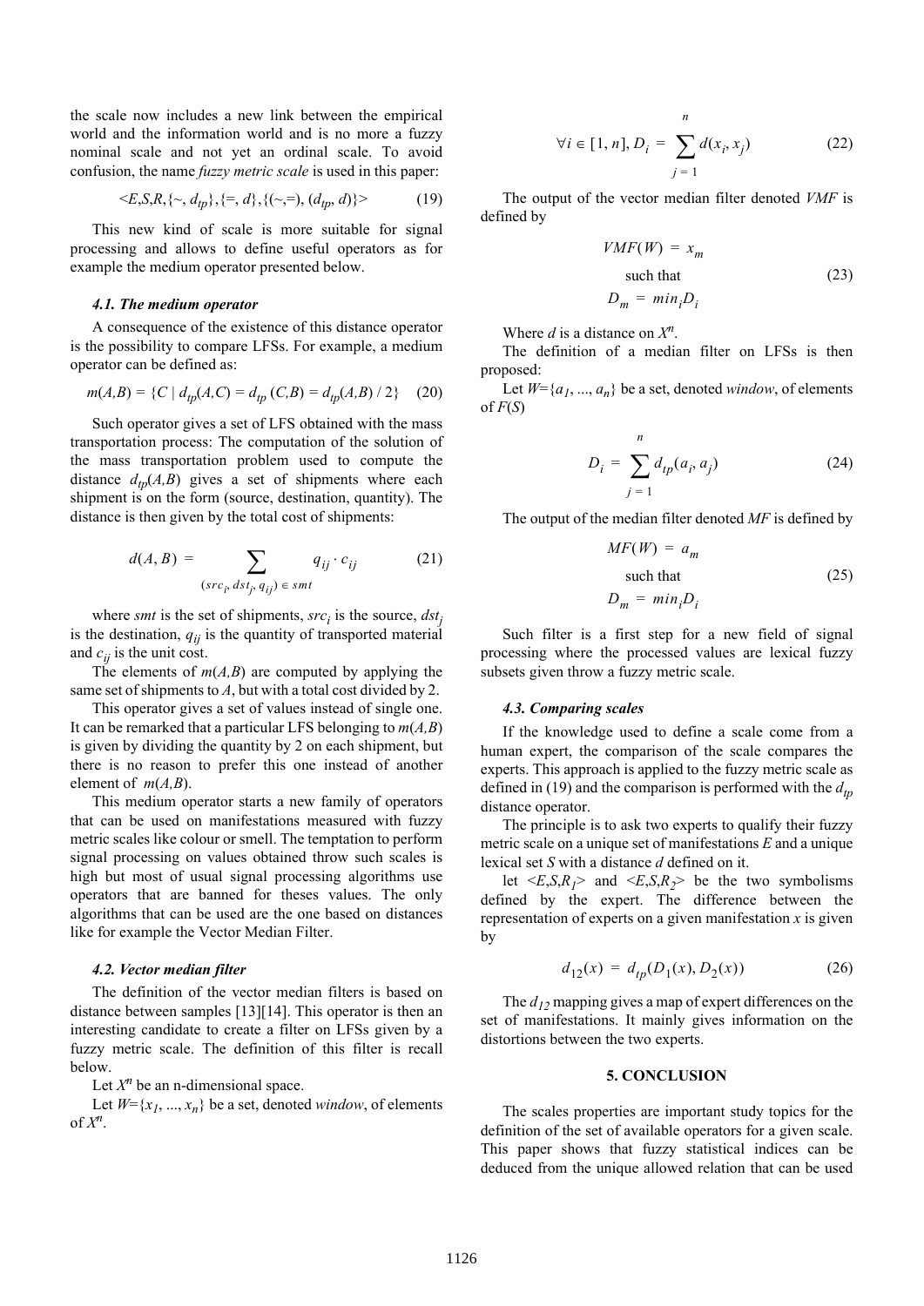the scale now includes a new link between the empirical world and the information world and is no more a fuzzy nominal scale and not yet an ordinal scale. To avoid confusion, the name *fuzzy metric scale* is used in this paper:

$$<E,S,R,\{\sim, d_{tp}\},\{=, d\},\{(\sim,=), (d_{tp}, d)\}> \tag{19}$$

This new kind of scale is more suitable for signal processing and allows to define useful operators as for example the medium operator presented below.

### 4.1. The medium operator

A consequence of the existence of this distance operator is the possibility to compare LFSs. For example, a medium operator can be defined as:

$$m(A,B) = \{C \mid d_{tp}(A,C) = d_{tp}(C,B) = d_{tp}(A,B) / 2\} \tag{20}$$

Such operator gives a set of LFS obtained with the mass transportation process: The computation of the solution of the mass transportation problem used to compute the distance $d_{tp}(A,B)$ gives a set of shipments where each shipment is on the form (source, destination, quantity). The distance is then given by the total cost of shipments:

$$d(A, B) = \sum_{(src_i, dst_j, q_{ij}) \in smt} q_{ij} \cdot c_{ij} \tag{21}$$

where *smt* is the set of shipments, $src_i$ is the source, $dst_j$ is the destination, $q_{ij}$ is the quantity of transported material and $c_{ij}$ is the unit cost.

The elements of $m(A,B)$ are computed by applying the same set of shipments to *A*, but with a total cost divided by 2.

This operator gives a set of values instead of single one. It can be remarked that a particular LFS belonging to $m(A,B)$ is given by dividing the quantity by 2 on each shipment, but there is no reason to prefer this one instead of another element of $m(A,B)$.

This medium operator starts a new family of operators that can be used on manifestations measured with fuzzy metric scales like colour or smell. The temptation to perform signal processing on values obtained throw such scales is high but most of usual signal processing algorithms use operators that are banned for theses values. The only algorithms that can be used are the one based on distances like for example the Vector Median Filter.

### 4.2. Vector median filter

The definition of the vector median filters is based on distance between samples [13][14]. This operator is then an interesting candidate to create a filter on LFSs given by a fuzzy metric scale. The definition of this filter is recall below.

Let $X^n$ be an n-dimensional space.

Let $W=\{x_1, ..., x_n\}$ be a set, denoted *window*, of elements of $X^n$.

$$\forall i \in [1, n], D_i = \sum_{j=1}^{n} d(x_i, x_j) \tag{22}$$

The output of the vector median filter denoted *VMF* is defined by

$$VMF(W) = x_m \quad \text{such that} \quad D_m = min_i D_i \tag{23}$$

Where $d$ is a distance on $X^n$.

The definition of a median filter on LFSs is then proposed:

Let $W=\{a_1, ..., a_n\}$ be a set, denoted *window*, of elements of $F(S)$

$$D_i = \sum_{j=1}^{n} d_{tp}(a_i, a_j) \tag{24}$$

The output of the median filter denoted *MF* is defined by

$$MF(W) = a_m \quad \text{such that} \quad D_m = min_i D_i \tag{25}$$

Such filter is a first step for a new field of signal processing where the processed values are lexical fuzzy subsets given throw a fuzzy metric scale.

### 4.3. Comparing scales

If the knowledge used to define a scale come from a human expert, the comparison of the scale compares the experts. This approach is applied to the fuzzy metric scale as defined in (19) and the comparison is performed with the $d_{tp}$ distance operator.

The principle is to ask two experts to qualify their fuzzy metric scale on a unique set of manifestations *E* and a unique lexical set *S* with a distance *d* defined on it.

let $<E,S,R_1>$ and $<E,S,R_2>$ be the two symbolisms defined by the expert. The difference between the representation of experts on a given manifestation *x* is given by

$$d_{12}(x) = d_{tp}(D_1(x), D_2(x)) \tag{26}$$

The $d_{12}$ mapping gives a map of expert differences on the set of manifestations. It mainly gives information on the distortions between the two experts.

## 5. CONCLUSION

The scales properties are important study topics for the definition of the set of available operators for a given scale. This paper shows that fuzzy statistical indices can be deduced from the unique allowed relation that can be used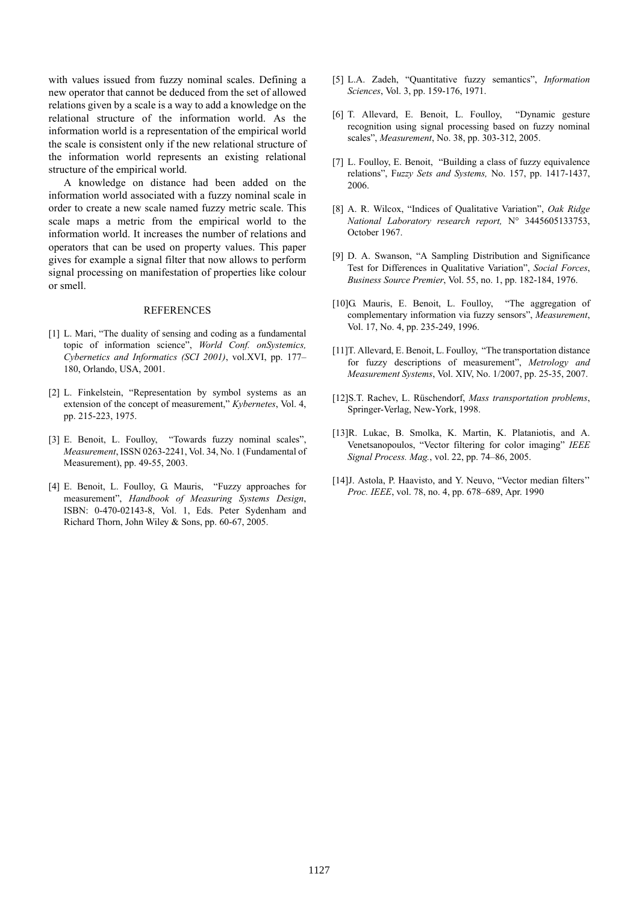with values issued from fuzzy nominal scales. Defining a new operator that cannot be deduced from the set of allowed relations given by a scale is a way to add a knowledge on the relational structure of the information world. As the information world is a representation of the empirical world the scale is consistent only if the new relational structure of the information world represents an existing relational structure of the empirical world.

A knowledge on distance had been added on the information world associated with a fuzzy nominal scale in order to create a new scale named fuzzy metric scale. This scale maps a metric from the empirical world to the information world. It increases the number of relations and operators that can be used on property values. This paper gives for example a signal filter that now allows to perform signal processing on manifestation of properties like colour or smell.

## REFERENCES

[1] L. Mari, "The duality of sensing and coding as a fundamental topic of information science", *World Conf. onSystemics, Cybernetics and Informatics (SCI 2001)*, vol.XVI, pp. 177–180, Orlando, USA, 2001.

[2] L. Finkelstein, "Representation by symbol systems as an extension of the concept of measurement," *Kybernetes*, Vol. 4, pp. 215-223, 1975.

[3] E. Benoit, L. Foulloy, "Towards fuzzy nominal scales", *Measurement*, ISSN 0263-2241, Vol. 34, No. 1 (Fundamental of Measurement), pp. 49-55, 2003.

[4] E. Benoit, L. Foulloy, G. Mauris, "Fuzzy approaches for measurement", *Handbook of Measuring Systems Design*, ISBN: 0-470-02143-8, Vol. 1, Eds. Peter Sydenham and Richard Thorn, John Wiley & Sons, pp. 60-67, 2005.

[5] L.A. Zadeh, "Quantitative fuzzy semantics", *Information Sciences*, Vol. 3, pp. 159-176, 1971.

[6] T. Allevard, E. Benoit, L. Foulloy, "Dynamic gesture recognition using signal processing based on fuzzy nominal scales", *Measurement*, No. 38, pp. 303-312, 2005.

[7] L. Foulloy, E. Benoit, "Building a class of fuzzy equivalence relations", F*uzzy Sets and Systems,* No. 157, pp. 1417-1437, 2006.

[8] A. R. Wilcox, "Indices of Qualitative Variation", *Oak Ridge National Laboratory research report,* N° 3445605133753, October 1967.

[9] D. A. Swanson, "A Sampling Distribution and Significance Test for Differences in Qualitative Variation", *Social Forces*, *Business Source Premier*, Vol. 55, no. 1, pp. 182-184, 1976.

[10]G. Mauris, E. Benoit, L. Foulloy, "The aggregation of complementary information via fuzzy sensors", *Measurement*, Vol. 17, No. 4, pp. 235-249, 1996.

[11]T. Allevard, E. Benoit, L. Foulloy, "The transportation distance for fuzzy descriptions of measurement", *Metrology and Measurement Systems*, Vol. XIV, No. 1/2007, pp. 25-35, 2007.

[12]S.T. Rachev, L. Rüschendorf, *Mass transportation problems*, Springer-Verlag, New-York, 1998.

[13]R. Lukac, B. Smolka, K. Martin, K. Plataniotis, and A. Venetsanopoulos, "Vector filtering for color imaging" *IEEE Signal Process. Mag.*, vol. 22, pp. 74–86, 2005.

[14]J. Astola, P. Haavisto, and Y. Neuvo, "Vector median filters'' *Proc. IEEE*, vol. 78, no. 4, pp. 678–689, Apr. 1990